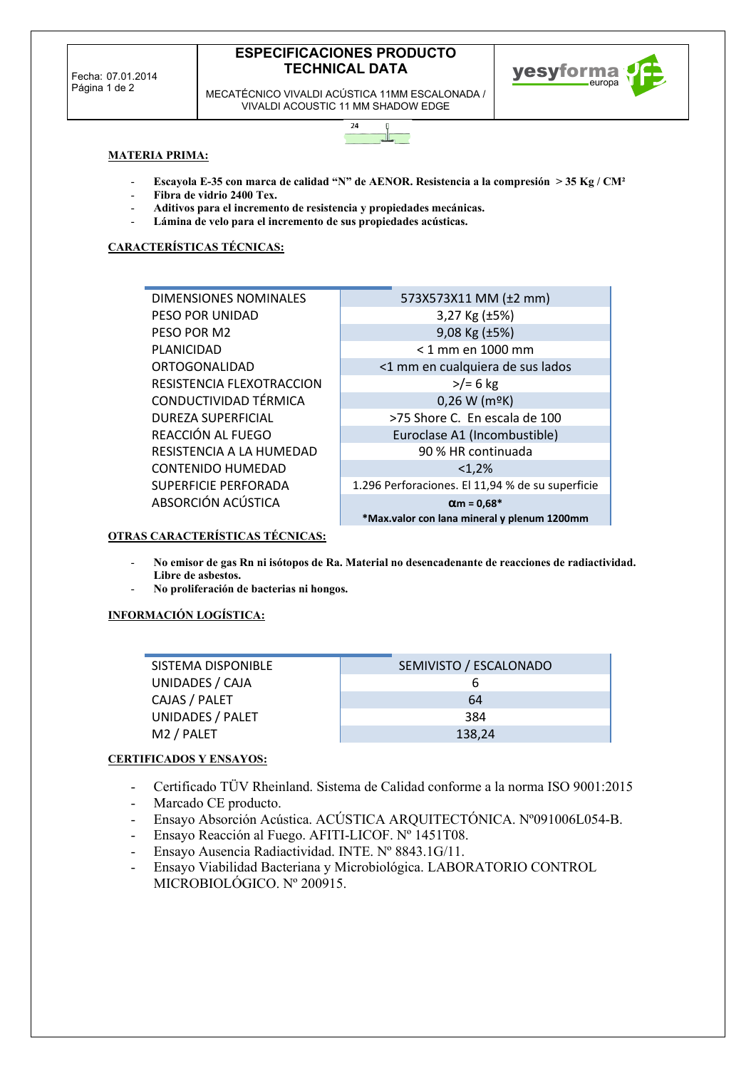# ESPECIFICACIONES PRODUCTO
# TECHNICAL DATA

Fecha: 07.01.2014
Página 1 de 2

MECATÉCNICO VIVALDI ACÚSTICA 11MM ESCALONADA / VIVALDI ACOUSTIC 11 MM SHADOW EDGE

yesyforma europa

24

## MATERIA PRIMA:

- **Escayola E-35 con marca de calidad "N" de AENOR. Resistencia a la compresión > 35 Kg / CM²**
- **Fibra de vidrio 2400 Tex.**
- **Aditivos para el incremento de resistencia y propiedades mecánicas.**
- **Lámina de velo para el incremento de sus propiedades acústicas.**

## CARACTERÍSTICAS TÉCNICAS:

| | |
|---|---|
| DIMENSIONES NOMINALES | 573X573X11 MM (±2 mm) |
| PESO POR UNIDAD | 3,27 Kg (±5%) |
| PESO POR M2 | 9,08 Kg (±5%) |
| PLANICIDAD | < 1 mm en 1000 mm |
| ORTOGONALIDAD | <1 mm en cualquiera de sus lados |
| RESISTENCIA FLEXOTRACCION | >/= 6 kg |
| CONDUCTIVIDAD TÉRMICA | 0,26 W (mºK) |
| DUREZA SUPERFICIAL | >75 Shore C. En escala de 100 |
| REACCIÓN AL FUEGO | Euroclase A1 (Incombustible) |
| RESISTENCIA A LA HUMEDAD | 90 % HR continuada |
| CONTENIDO HUMEDAD | <1,2% |
| SUPERFICIE PERFORADA | 1.296 Perforaciones. El 11,94 % de su superficie |
| ABSORCIÓN ACÚSTICA | **αm = 0,68*** **\*Max.valor con lana mineral y plenum 1200mm** |

## OTRAS CARACTERÍSTICAS TÉCNICAS:

- **No emisor de gas Rn ni isótopos de Ra. Material no desencadenante de reacciones de radiactividad. Libre de asbestos.**
- **No proliferación de bacterias ni hongos.**

## INFORMACIÓN LOGÍSTICA:

| | |
|---|---|
| SISTEMA DISPONIBLE | SEMIVISTO / ESCALONADO |
| UNIDADES / CAJA | 6 |
| CAJAS / PALET | 64 |
| UNIDADES / PALET | 384 |
| M2 / PALET | 138,24 |

## CERTIFICADOS Y ENSAYOS:

- Certificado TÜV Rheinland. Sistema de Calidad conforme a la norma ISO 9001:2015
- Marcado CE producto.
- Ensayo Absorción Acústica. ACÚSTICA ARQUITECTÓNICA. Nº091006L054-B.
- Ensayo Reacción al Fuego. AFITI-LICOF. Nº 1451T08.
- Ensayo Ausencia Radiactividad. INTE. Nº 8843.1G/11.
- Ensayo Viabilidad Bacteriana y Microbiológica. LABORATORIO CONTROL MICROBIOLÓGICO. Nº 200915.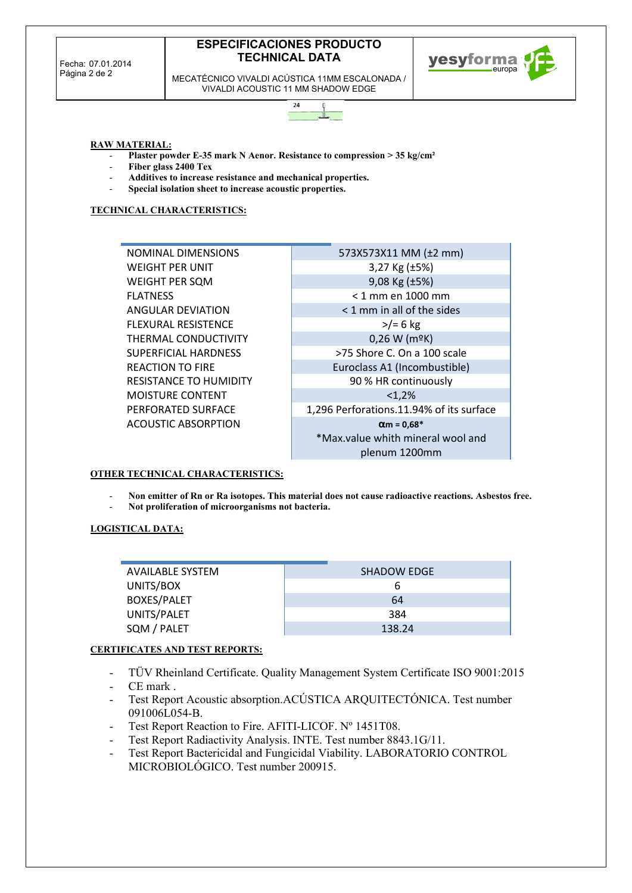# ESPECIFICACIONES PRODUCTO TECHNICAL DATA

MECATÉCNICO VIVALDI ACÚSTICA 11MM ESCALONADA / VIVALDI ACOUSTIC 11 MM SHADOW EDGE

**RAW MATERIAL:**

- **Plaster powder E-35 mark N Aenor. Resistance to compression > 35 kg/cm²**
- **Fiber glass 2400 Tex**
- **Additives to increase resistance and mechanical properties.**
- **Special isolation sheet to increase acoustic properties.**

**TECHNICAL CHARACTERISTICS:**

| | |
|---|---|
| NOMINAL DIMENSIONS | 573X573X11 MM (±2 mm) |
| WEIGHT PER UNIT | 3,27 Kg (±5%) |
| WEIGHT PER SQM | 9,08 Kg (±5%) |
| FLATNESS | < 1 mm en 1000 mm |
| ANGULAR DEVIATION | < 1 mm in all of the sides |
| FLEXURAL RESISTENCE | >/= 6 kg |
| THERMAL CONDUCTIVITY | 0,26 W (mºK) |
| SUPERFICIAL HARDNESS | >75 Shore C. On a 100 scale |
| REACTION TO FIRE | Euroclass A1 (Incombustible) |
| RESISTANCE TO HUMIDITY | 90 % HR continuously |
| MOISTURE CONTENT | <1,2% |
| PERFORATED SURFACE | 1,296 Perforations.11.94% of its surface |
| ACOUSTIC ABSORPTION | **$\alpha$m = 0,68*** *Max.value whith mineral wool and plenum 1200mm |

**OTHER TECHNICAL CHARACTERISTICS:**

- **Non emitter of Rn or Ra isotopes. This material does not cause radioactive reactions. Asbestos free.**
- **Not proliferation of microorganisms not bacteria.**

**LOGISTICAL DATA:**

| | |
|---|---|
| AVAILABLE SYSTEM | SHADOW EDGE |
| UNITS/BOX | 6 |
| BOXES/PALET | 64 |
| UNITS/PALET | 384 |
| SQM / PALET | 138.24 |

**CERTIFICATES AND TEST REPORTS:**

- TÜV Rheinland Certificate. Quality Management System Certificate ISO 9001:2015
- CE mark .
- Test Report Acoustic absorption.ACÚSTICA ARQUITECTÓNICA. Test number 091006L054-B.
- Test Report Reaction to Fire. AFITI-LICOF. Nº 1451T08.
- Test Report Radiactivity Analysis. INTE. Test number 8843.1G/11.
- Test Report Bactericidal and Fungicidal Viability. LABORATORIO CONTROL MICROBIOLÓGICO. Test number 200915.